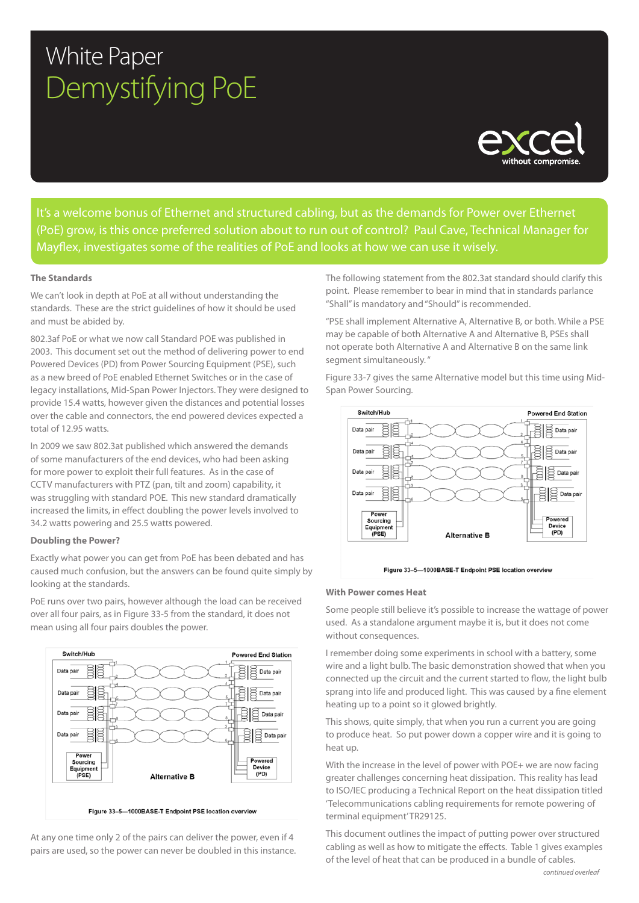# White Paper

# Demystifying PoE

It's a welcome bonus of Ethernet and structured cabling, but as the demands for Power over Ethernet (PoE) grow, is this once preferred solution about to run out of control? Paul Cave, Technical Manager for Mayflex, investigates some of the realities of PoE and looks at how we can use it wisely.

### The Standards

We can't look in depth at PoE at all without understanding the standards. These are the strict guidelines of how it should be used and must be abided by.

802.3af PoE or what we now call Standard POE was published in 2003. This document set out the method of delivering power to end Powered Devices (PD) from Power Sourcing Equipment (PSE), such as a new breed of PoE enabled Ethernet Switches or in the case of legacy installations, Mid-Span Power Injectors. They were designed to provide 15.4 watts, however given the distances and potential losses over the cable and connectors, the end powered devices expected a total of 12.95 watts.

In 2009 we saw 802.3at published which answered the demands of some manufacturers of the end devices, who had been asking for more power to exploit their full features. As in the case of CCTV manufacturers with PTZ (pan, tilt and zoom) capability, it was struggling with standard POE. This new standard dramatically increased the limits, in effect doubling the power levels involved to 34.2 watts powering and 25.5 watts powered.

### Doubling the Power?

Exactly what power you can get from PoE has been debated and has caused much confusion, but the answers can be found quite simply by looking at the standards.

PoE runs over two pairs, however although the load can be received over all four pairs, as in Figure 33-5 from the standard, it does not mean using all four pairs doubles the power.

Figure 33–5—1000BASE-T Endpoint PSE location overview

At any one time only 2 of the pairs can deliver the power, even if 4 pairs are used, so the power can never be doubled in this instance.

The following statement from the 802.3at standard should clarify this point. Please remember to bear in mind that in standards parlance "Shall" is mandatory and "Should" is recommended.

"PSE shall implement Alternative A, Alternative B, or both. While a PSE may be capable of both Alternative A and Alternative B, PSEs shall not operate both Alternative A and Alternative B on the same link segment simultaneously."

Figure 33-7 gives the same Alternative model but this time using Mid-Span Power Sourcing.

Figure 33–5—1000BASE-T Endpoint PSE location overview

### With Power comes Heat

Some people still believe it's possible to increase the wattage of power used. As a standalone argument maybe it is, but it does not come without consequences.

I remember doing some experiments in school with a battery, some wire and a light bulb. The basic demonstration showed that when you connected up the circuit and the current started to flow, the light bulb sprang into life and produced light. This was caused by a fine element heating up to a point so it glowed brightly.

This shows, quite simply, that when you run a current you are going to produce heat. So put power down a copper wire and it is going to heat up.

With the increase in the level of power with POE+ we are now facing greater challenges concerning heat dissipation. This reality has lead to ISO/IEC producing a Technical Report on the heat dissipation titled 'Telecommunications cabling requirements for remote powering of terminal equipment' TR29125.

This document outlines the impact of putting power over structured cabling as well as how to mitigate the effects. Table 1 gives examples of the level of heat that can be produced in a bundle of cables.

*continued overleaf*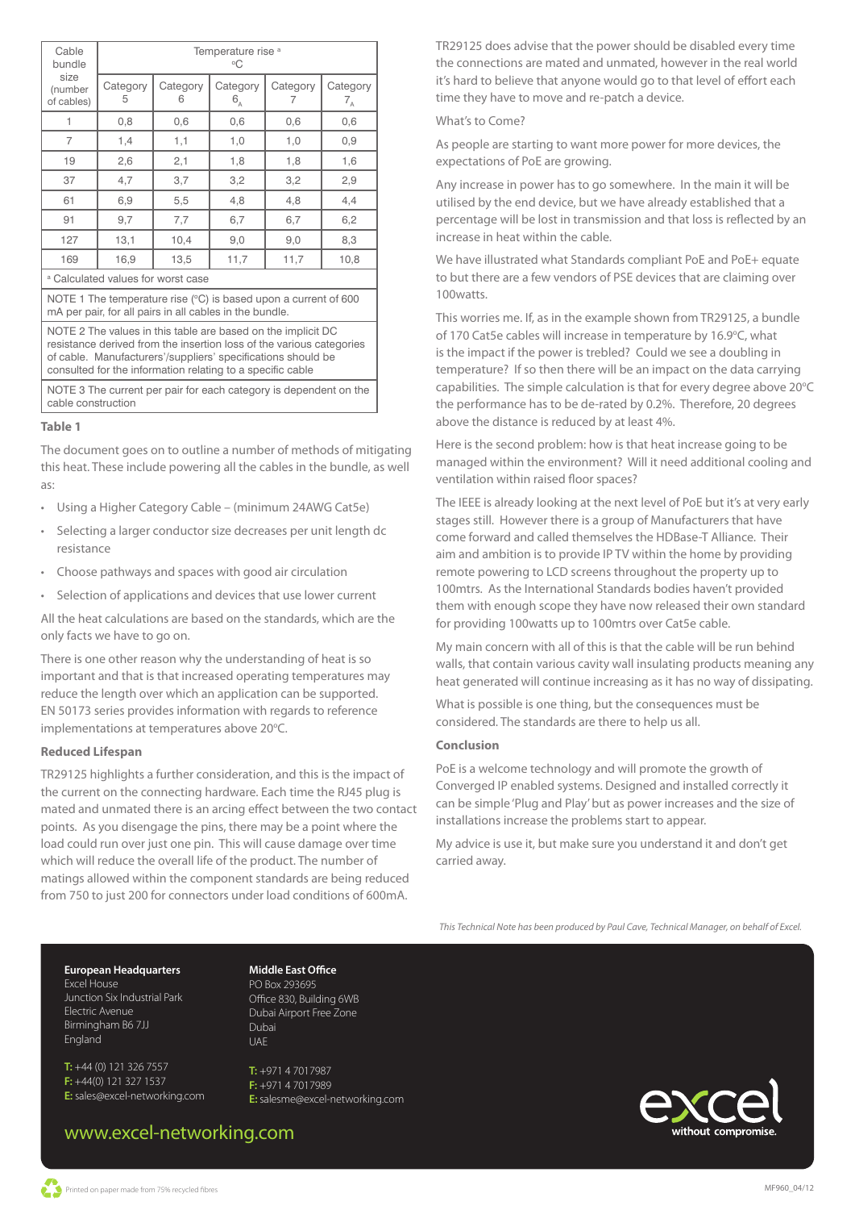| Cable bundle size (number of cables) | Temperature rise [a] °C | | | | |
|---|---|---|---|---|---|
| | Category 5 | Category 6 | Category $6_A$ | Category 7 | Category $7_A$ |
| 1 | 0,8 | 0,6 | 0,6 | 0,6 | 0,6 |
| 7 | 1,4 | 1,1 | 1,0 | 1,0 | 0,9 |
| 19 | 2,6 | 2,1 | 1,8 | 1,8 | 1,6 |
| 37 | 4,7 | 3,7 | 3,2 | 3,2 | 2,9 |
| 61 | 6,9 | 5,5 | 4,8 | 4,8 | 4,4 |
| 91 | 9,7 | 7,7 | 6,7 | 6,7 | 6,2 |
| 127 | 13,1 | 10,4 | 9,0 | 9,0 | 8,3 |
| 169 | 16,9 | 13,5 | 11,7 | 11,7 | 10,8 |

[a] Calculated values for worst case

NOTE 1 The temperature rise (°C) is based upon a current of 600 mA per pair, for all pairs in all cables in the bundle.

NOTE 2 The values in this table are based on the implicit DC resistance derived from the insertion loss of the various categories of cable. Manufacturers'/suppliers' specifications should be consulted for the information relating to a specific cable

NOTE 3 The current per pair for each category is dependent on the cable construction

**Table 1**

The document goes on to outline a number of methods of mitigating this heat. These include powering all the cables in the bundle, as well as:

- Using a Higher Category Cable – (minimum 24AWG Cat5e)
- Selecting a larger conductor size decreases per unit length dc resistance
- Choose pathways and spaces with good air circulation
- Selection of applications and devices that use lower current

All the heat calculations are based on the standards, which are the only facts we have to go on.

There is one other reason why the understanding of heat is so important and that is that increased operating temperatures may reduce the length over which an application can be supported. EN 50173 series provides information with regards to reference implementations at temperatures above 20°C.

### Reduced Lifespan

TR29125 highlights a further consideration, and this is the impact of the current on the connecting hardware. Each time the RJ45 plug is mated and unmated there is an arcing effect between the two contact points. As you disengage the pins, there may be a point where the load could run over just one pin. This will cause damage over time which will reduce the overall life of the product. The number of matings allowed within the component standards are being reduced from 750 to just 200 for connectors under load conditions of 600mA.

TR29125 does advise that the power should be disabled every time the connections are mated and unmated, however in the real world it's hard to believe that anyone would go to that level of effort each time they have to move and re-patch a device.

What's to Come?

As people are starting to want more power for more devices, the expectations of PoE are growing.

Any increase in power has to go somewhere. In the main it will be utilised by the end device, but we have already established that a percentage will be lost in transmission and that loss is reflected by an increase in heat within the cable.

We have illustrated what Standards compliant PoE and PoE+ equate to but there are a few vendors of PSE devices that are claiming over 100watts.

This worries me. If, as in the example shown from TR29125, a bundle of 170 Cat5e cables will increase in temperature by 16.9°C, what is the impact if the power is trebled? Could we see a doubling in temperature? If so then there will be an impact on the data carrying capabilities. The simple calculation is that for every degree above 20°C the performance has to be de-rated by 0.2%. Therefore, 20 degrees above the distance is reduced by at least 4%.

Here is the second problem: how is that heat increase going to be managed within the environment? Will it need additional cooling and ventilation within raised floor spaces?

The IEEE is already looking at the next level of PoE but it's at very early stages still. However there is a group of Manufacturers that have come forward and called themselves the HDBase-T Alliance. Their aim and ambition is to provide IP TV within the home by providing remote powering to LCD screens throughout the property up to 100mtrs. As the International Standards bodies haven't provided them with enough scope they have now released their own standard for providing 100watts up to 100mtrs over Cat5e cable.

My main concern with all of this is that the cable will be run behind walls, that contain various cavity wall insulating products meaning any heat generated will continue increasing as it has no way of dissipating.

What is possible is one thing, but the consequences must be considered. The standards are there to help us all.

### Conclusion

PoE is a welcome technology and will promote the growth of Converged IP enabled systems. Designed and installed correctly it can be simple 'Plug and Play' but as power increases and the size of installations increase the problems start to appear.

My advice is use it, but make sure you understand it and don't get carried away.

*This Technical Note has been produced by Paul Cave, Technical Manager, on behalf of Excel.*

**European Headquarters**
Excel House
Junction Six Industrial Park
Electric Avenue
Birmingham B6 7JJ
England

**T:** +44 (0) 121 326 7557
**F:** +44(0) 121 327 1537
**E:** sales@excel-networking.com

**Middle East Office**
PO Box 293695
Office 830, Building 6WB
Dubai Airport Free Zone
Dubai
UAE

**T:** +971 4 7017987
**F:** +971 4 7017989
**E:** salesme@excel-networking.com

www.excel-networking.com

excel without compromise.

Printed on paper made from 75% recycled fibres

MF960_04/12